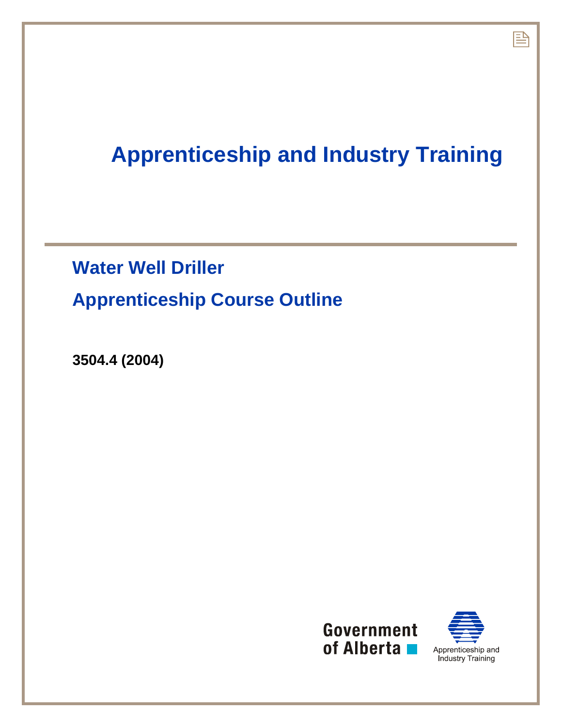# Apprenticeship and Industry Training

## Water Well Driller

## Apprenticeship Course Outline

**3504.4 (2004)**

Government of Alberta

Apprenticeship and Industry Training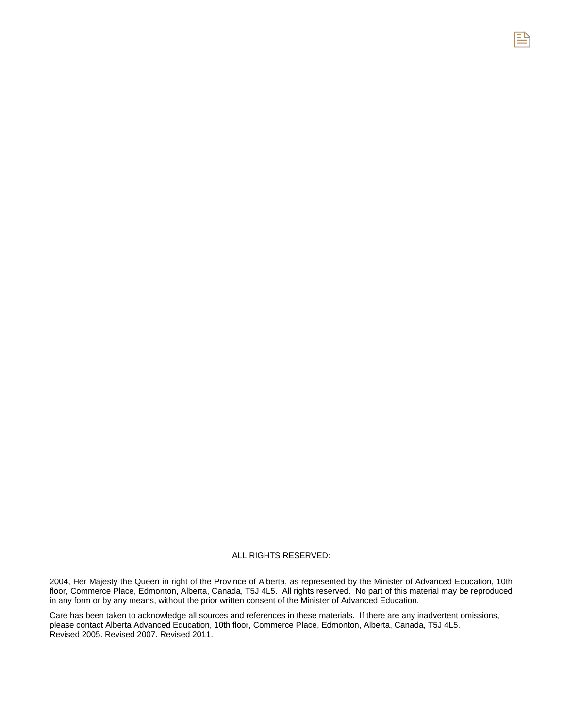ALL RIGHTS RESERVED:

2004, Her Majesty the Queen in right of the Province of Alberta, as represented by the Minister of Advanced Education, 10th floor, Commerce Place, Edmonton, Alberta, Canada, T5J 4L5. All rights reserved. No part of this material may be reproduced in any form or by any means, without the prior written consent of the Minister of Advanced Education.

Care has been taken to acknowledge all sources and references in these materials. If there are any inadvertent omissions, please contact Alberta Advanced Education, 10th floor, Commerce Place, Edmonton, Alberta, Canada, T5J 4L5.
Revised 2005. Revised 2007. Revised 2011.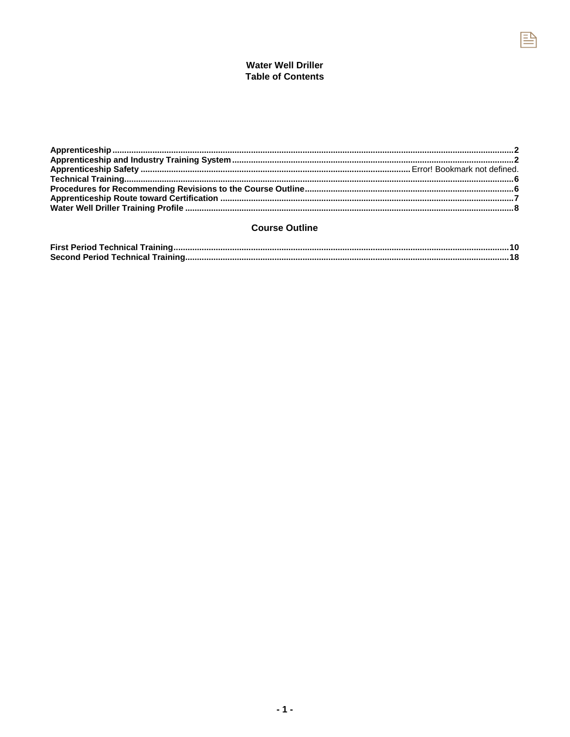# Water Well Driller
# Table of Contents

**Apprenticeship** ........................................................................................ **2**
**Apprenticeship and Industry Training System** ........................................................ **2**
**Apprenticeship Safety** ........................................................................ Error! Bookmark not defined.
**Technical Training** ........................................................................................ **6**
**Procedures for Recommending Revisions to the Course Outline** ........................................ **6**
**Apprenticeship Route toward Certification** ............................................................ **7**
**Water Well Driller Training Profile** .................................................................... **8**

## Course Outline

**First Period Technical Training** ........................................................................ **10**
**Second Period Technical Training** ....................................................................... **18**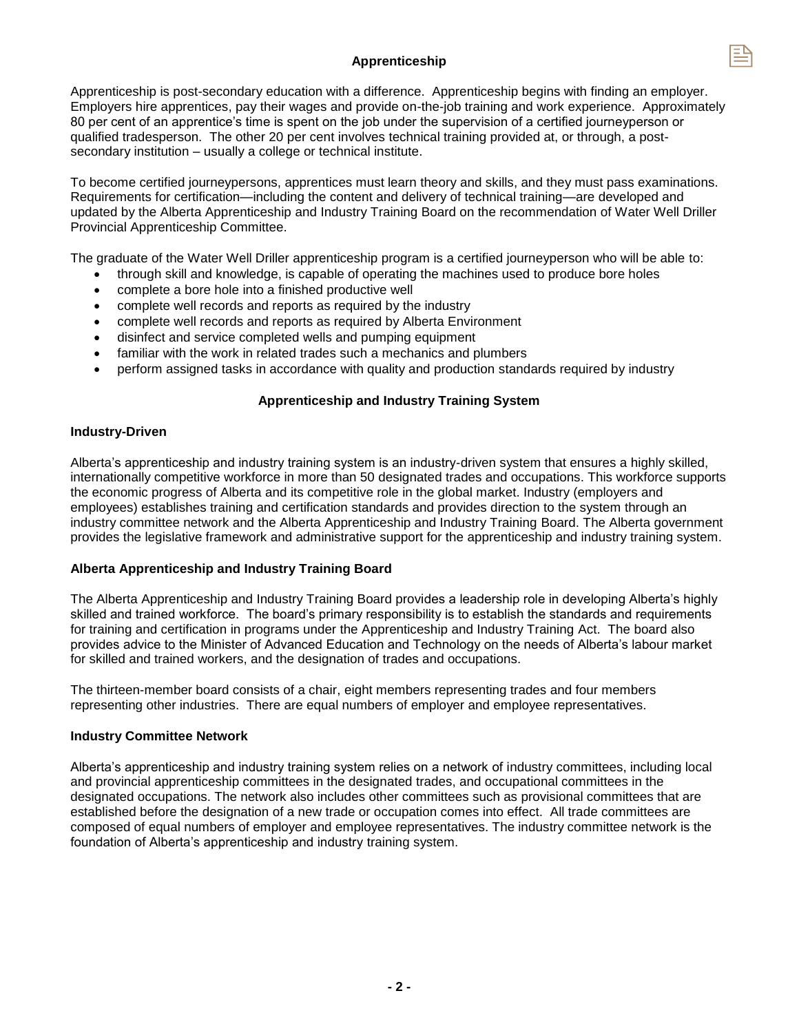## Apprenticeship

Apprenticeship is post-secondary education with a difference. Apprenticeship begins with finding an employer. Employers hire apprentices, pay their wages and provide on-the-job training and work experience. Approximately 80 per cent of an apprentice's time is spent on the job under the supervision of a certified journeyperson or qualified tradesperson. The other 20 per cent involves technical training provided at, or through, a post-secondary institution – usually a college or technical institute.

To become certified journeypersons, apprentices must learn theory and skills, and they must pass examinations. Requirements for certification—including the content and delivery of technical training—are developed and updated by the Alberta Apprenticeship and Industry Training Board on the recommendation of Water Well Driller Provincial Apprenticeship Committee.

The graduate of the Water Well Driller apprenticeship program is a certified journeyperson who will be able to:

- through skill and knowledge, is capable of operating the machines used to produce bore holes
- complete a bore hole into a finished productive well
- complete well records and reports as required by the industry
- complete well records and reports as required by Alberta Environment
- disinfect and service completed wells and pumping equipment
- familiar with the work in related trades such a mechanics and plumbers
- perform assigned tasks in accordance with quality and production standards required by industry

## Apprenticeship and Industry Training System

### Industry-Driven

Alberta's apprenticeship and industry training system is an industry-driven system that ensures a highly skilled, internationally competitive workforce in more than 50 designated trades and occupations. This workforce supports the economic progress of Alberta and its competitive role in the global market. Industry (employers and employees) establishes training and certification standards and provides direction to the system through an industry committee network and the Alberta Apprenticeship and Industry Training Board. The Alberta government provides the legislative framework and administrative support for the apprenticeship and industry training system.

### Alberta Apprenticeship and Industry Training Board

The Alberta Apprenticeship and Industry Training Board provides a leadership role in developing Alberta's highly skilled and trained workforce. The board's primary responsibility is to establish the standards and requirements for training and certification in programs under the Apprenticeship and Industry Training Act. The board also provides advice to the Minister of Advanced Education and Technology on the needs of Alberta's labour market for skilled and trained workers, and the designation of trades and occupations.

The thirteen-member board consists of a chair, eight members representing trades and four members representing other industries. There are equal numbers of employer and employee representatives.

### Industry Committee Network

Alberta's apprenticeship and industry training system relies on a network of industry committees, including local and provincial apprenticeship committees in the designated trades, and occupational committees in the designated occupations. The network also includes other committees such as provisional committees that are established before the designation of a new trade or occupation comes into effect. All trade committees are composed of equal numbers of employer and employee representatives. The industry committee network is the foundation of Alberta's apprenticeship and industry training system.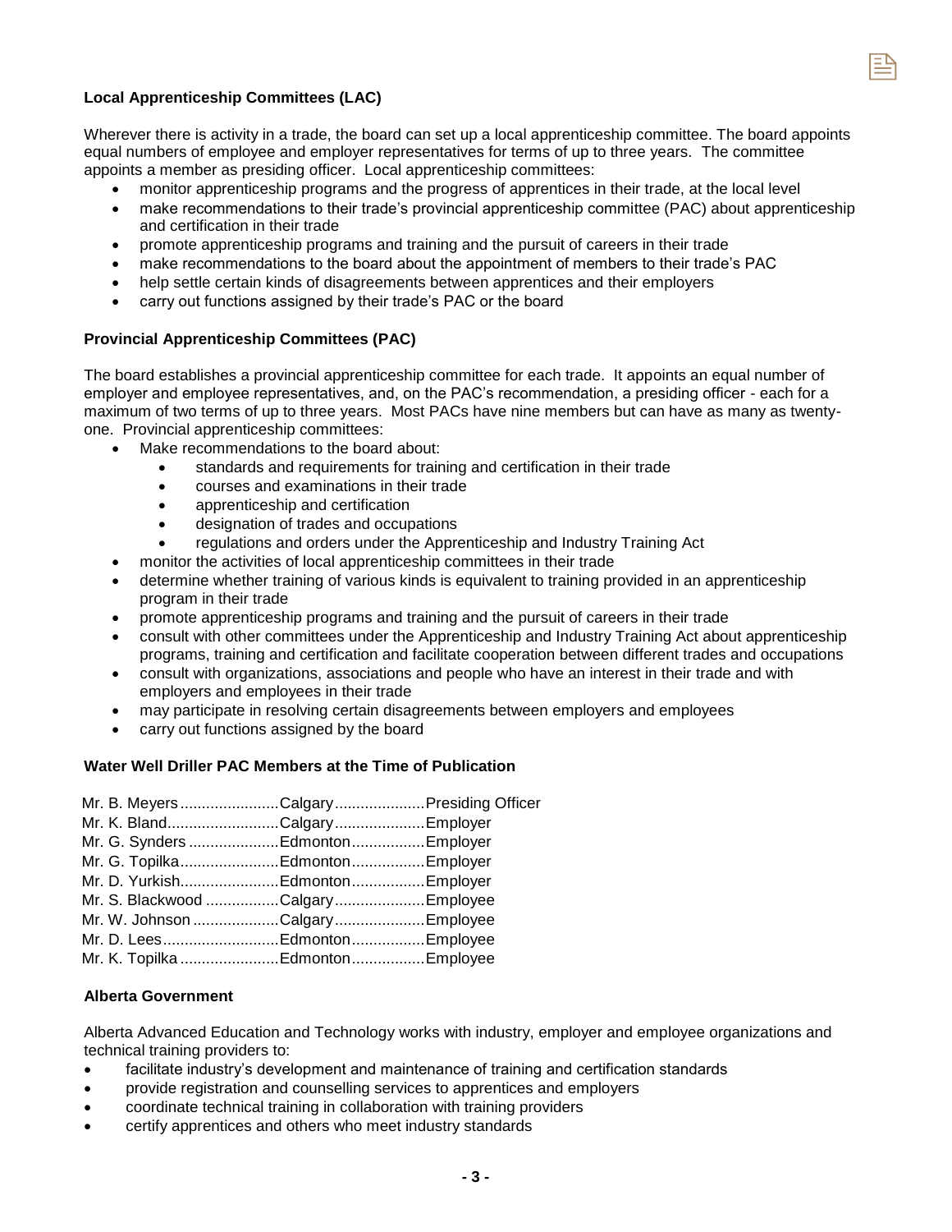### Local Apprenticeship Committees (LAC)

Wherever there is activity in a trade, the board can set up a local apprenticeship committee. The board appoints equal numbers of employee and employer representatives for terms of up to three years. The committee appoints a member as presiding officer. Local apprenticeship committees:

- monitor apprenticeship programs and the progress of apprentices in their trade, at the local level
- make recommendations to their trade's provincial apprenticeship committee (PAC) about apprenticeship and certification in their trade
- promote apprenticeship programs and training and the pursuit of careers in their trade
- make recommendations to the board about the appointment of members to their trade's PAC
- help settle certain kinds of disagreements between apprentices and their employers
- carry out functions assigned by their trade's PAC or the board

### Provincial Apprenticeship Committees (PAC)

The board establishes a provincial apprenticeship committee for each trade. It appoints an equal number of employer and employee representatives, and, on the PAC's recommendation, a presiding officer - each for a maximum of two terms of up to three years. Most PACs have nine members but can have as many as twenty-one. Provincial apprenticeship committees:

- Make recommendations to the board about:
  - standards and requirements for training and certification in their trade
  - courses and examinations in their trade
  - apprenticeship and certification
  - designation of trades and occupations
  - regulations and orders under the Apprenticeship and Industry Training Act
- monitor the activities of local apprenticeship committees in their trade
- determine whether training of various kinds is equivalent to training provided in an apprenticeship program in their trade
- promote apprenticeship programs and training and the pursuit of careers in their trade
- consult with other committees under the Apprenticeship and Industry Training Act about apprenticeship programs, training and certification and facilitate cooperation between different trades and occupations
- consult with organizations, associations and people who have an interest in their trade and with employers and employees in their trade
- may participate in resolving certain disagreements between employers and employees
- carry out functions assigned by the board

### Water Well Driller PAC Members at the Time of Publication

| | | |
|---|---|---|
| Mr. B. Meyers | Calgary | Presiding Officer |
| Mr. K. Bland | Calgary | Employer |
| Mr. G. Synders | Edmonton | Employer |
| Mr. G. Topilka | Edmonton | Employer |
| Mr. D. Yurkish | Edmonton | Employer |
| Mr. S. Blackwood | Calgary | Employee |
| Mr. W. Johnson | Calgary | Employee |
| Mr. D. Lees | Edmonton | Employee |
| Mr. K. Topilka | Edmonton | Employee |

### Alberta Government

Alberta Advanced Education and Technology works with industry, employer and employee organizations and technical training providers to:

- facilitate industry's development and maintenance of training and certification standards
- provide registration and counselling services to apprentices and employers
- coordinate technical training in collaboration with training providers
- certify apprentices and others who meet industry standards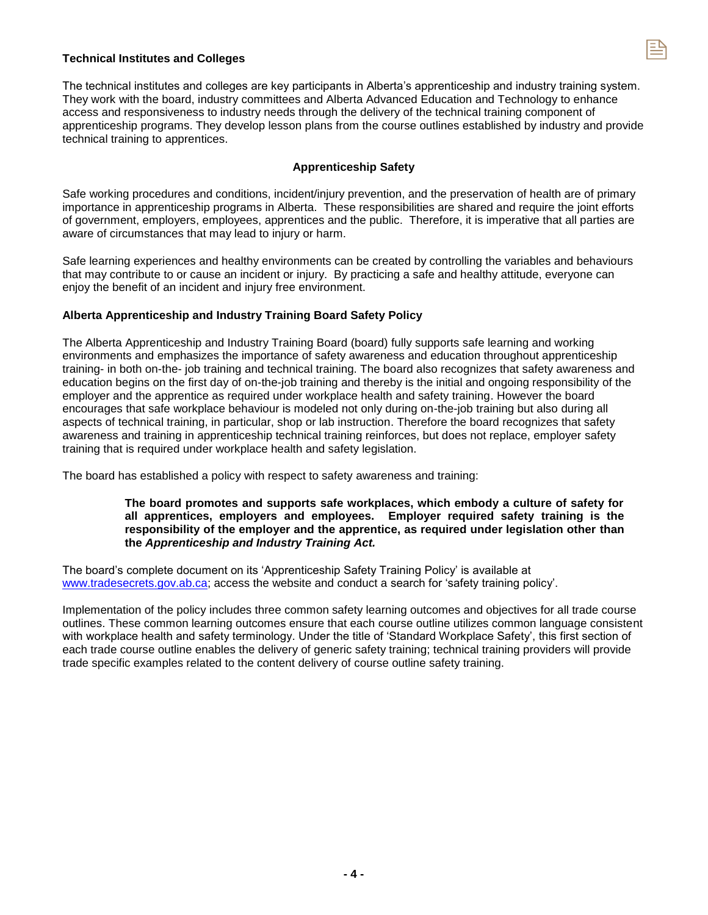**Technical Institutes and Colleges**

The technical institutes and colleges are key participants in Alberta's apprenticeship and industry training system. They work with the board, industry committees and Alberta Advanced Education and Technology to enhance access and responsiveness to industry needs through the delivery of the technical training component of apprenticeship programs. They develop lesson plans from the course outlines established by industry and provide technical training to apprentices.

## Apprenticeship Safety

Safe working procedures and conditions, incident/injury prevention, and the preservation of health are of primary importance in apprenticeship programs in Alberta. These responsibilities are shared and require the joint efforts of government, employers, employees, apprentices and the public. Therefore, it is imperative that all parties are aware of circumstances that may lead to injury or harm.

Safe learning experiences and healthy environments can be created by controlling the variables and behaviours that may contribute to or cause an incident or injury. By practicing a safe and healthy attitude, everyone can enjoy the benefit of an incident and injury free environment.

**Alberta Apprenticeship and Industry Training Board Safety Policy**

The Alberta Apprenticeship and Industry Training Board (board) fully supports safe learning and working environments and emphasizes the importance of safety awareness and education throughout apprenticeship training- in both on-the- job training and technical training. The board also recognizes that safety awareness and education begins on the first day of on-the-job training and thereby is the initial and ongoing responsibility of the employer and the apprentice as required under workplace health and safety training. However the board encourages that safe workplace behaviour is modeled not only during on-the-job training but also during all aspects of technical training, in particular, shop or lab instruction. Therefore the board recognizes that safety awareness and training in apprenticeship technical training reinforces, but does not replace, employer safety training that is required under workplace health and safety legislation.

The board has established a policy with respect to safety awareness and training:

> **The board promotes and supports safe workplaces, which embody a culture of safety for all apprentices, employers and employees. Employer required safety training is the responsibility of the employer and the apprentice, as required under legislation other than the *Apprenticeship and Industry Training Act.***

The board's complete document on its 'Apprenticeship Safety Training Policy' is available at www.tradesecrets.gov.ab.ca; access the website and conduct a search for 'safety training policy'.

Implementation of the policy includes three common safety learning outcomes and objectives for all trade course outlines. These common learning outcomes ensure that each course outline utilizes common language consistent with workplace health and safety terminology. Under the title of 'Standard Workplace Safety', this first section of each trade course outline enables the delivery of generic safety training; technical training providers will provide trade specific examples related to the content delivery of course outline safety training.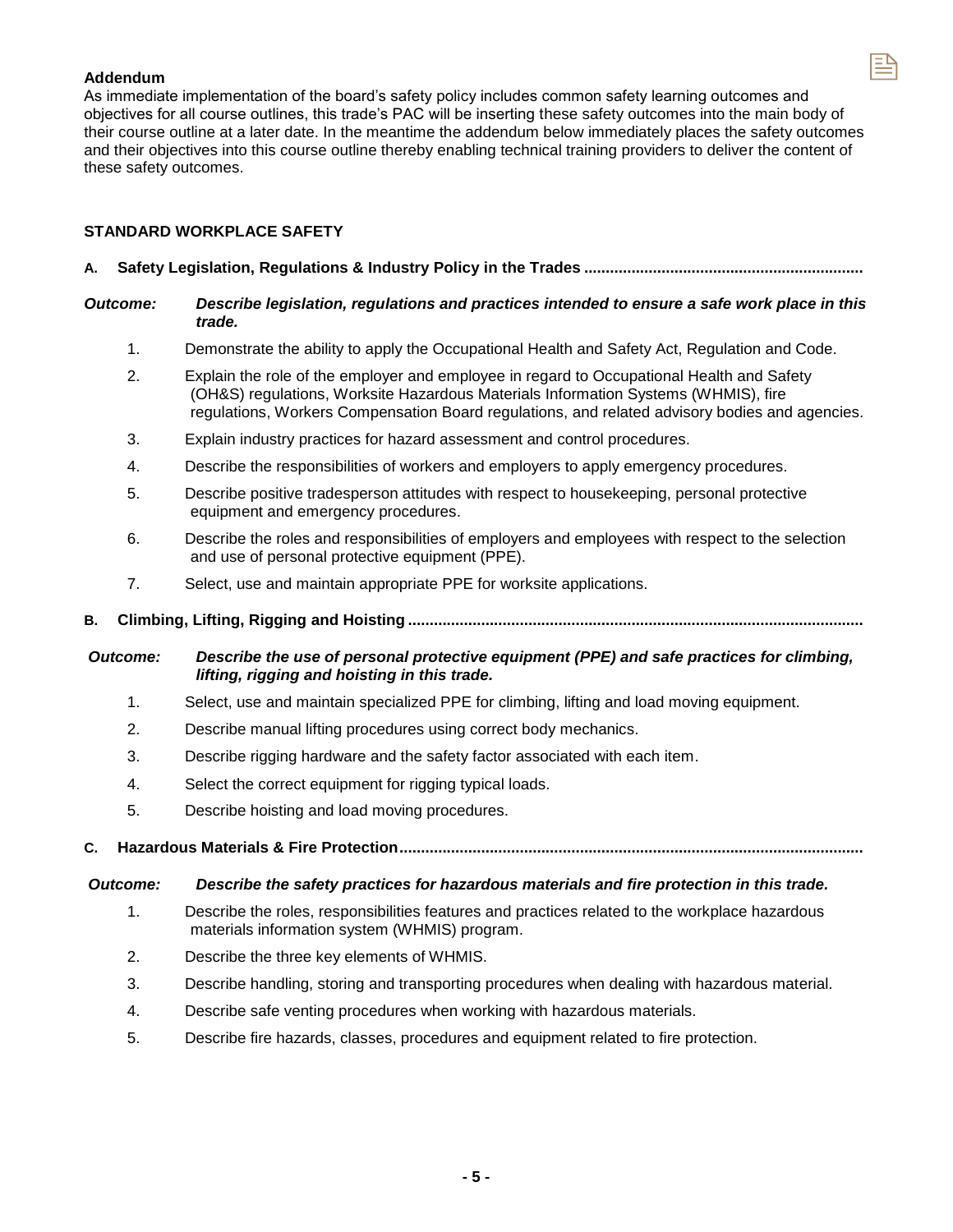**Addendum**

As immediate implementation of the board's safety policy includes common safety learning outcomes and objectives for all course outlines, this trade's PAC will be inserting these safety outcomes into the main body of their course outline at a later date. In the meantime the addendum below immediately places the safety outcomes and their objectives into this course outline thereby enabling technical training providers to deliver the content of these safety outcomes.

**STANDARD WORKPLACE SAFETY**

**A. Safety Legislation, Regulations & Industry Policy in the Trades**

**Outcome:** ***Describe legislation, regulations and practices intended to ensure a safe work place in this trade.***

1. Demonstrate the ability to apply the Occupational Health and Safety Act, Regulation and Code.
2. Explain the role of the employer and employee in regard to Occupational Health and Safety (OH&S) regulations, Worksite Hazardous Materials Information Systems (WHMIS), fire regulations, Workers Compensation Board regulations, and related advisory bodies and agencies.
3. Explain industry practices for hazard assessment and control procedures.
4. Describe the responsibilities of workers and employers to apply emergency procedures.
5. Describe positive tradesperson attitudes with respect to housekeeping, personal protective equipment and emergency procedures.
6. Describe the roles and responsibilities of employers and employees with respect to the selection and use of personal protective equipment (PPE).
7. Select, use and maintain appropriate PPE for worksite applications.

**B. Climbing, Lifting, Rigging and Hoisting**

**Outcome:** ***Describe the use of personal protective equipment (PPE) and safe practices for climbing, lifting, rigging and hoisting in this trade.***

1. Select, use and maintain specialized PPE for climbing, lifting and load moving equipment.
2. Describe manual lifting procedures using correct body mechanics.
3. Describe rigging hardware and the safety factor associated with each item.
4. Select the correct equipment for rigging typical loads.
5. Describe hoisting and load moving procedures.

**C. Hazardous Materials & Fire Protection**

**Outcome:** ***Describe the safety practices for hazardous materials and fire protection in this trade.***

1. Describe the roles, responsibilities features and practices related to the workplace hazardous materials information system (WHMIS) program.
2. Describe the three key elements of WHMIS.
3. Describe handling, storing and transporting procedures when dealing with hazardous material.
4. Describe safe venting procedures when working with hazardous materials.
5. Describe fire hazards, classes, procedures and equipment related to fire protection.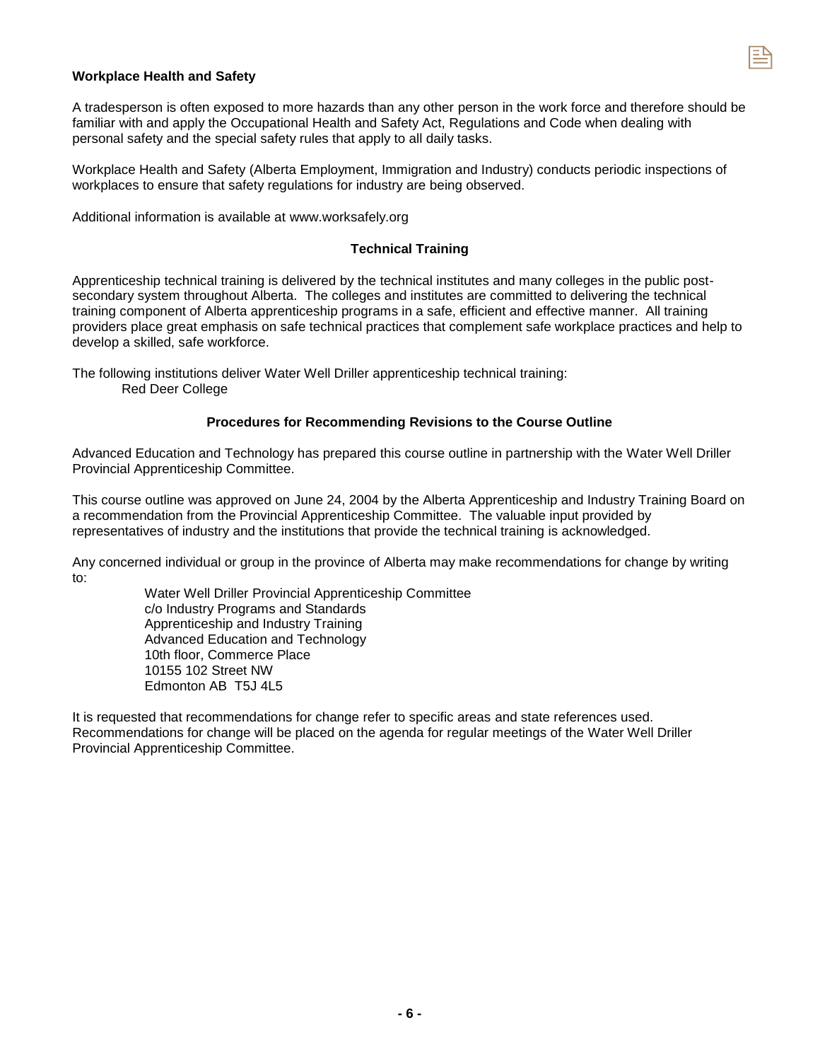**Workplace Health and Safety**

A tradesperson is often exposed to more hazards than any other person in the work force and therefore should be familiar with and apply the Occupational Health and Safety Act, Regulations and Code when dealing with personal safety and the special safety rules that apply to all daily tasks.

Workplace Health and Safety (Alberta Employment, Immigration and Industry) conducts periodic inspections of workplaces to ensure that safety regulations for industry are being observed.

Additional information is available at www.worksafely.org

## Technical Training

Apprenticeship technical training is delivered by the technical institutes and many colleges in the public post-secondary system throughout Alberta. The colleges and institutes are committed to delivering the technical training component of Alberta apprenticeship programs in a safe, efficient and effective manner. All training providers place great emphasis on safe technical practices that complement safe workplace practices and help to develop a skilled, safe workforce.

The following institutions deliver Water Well Driller apprenticeship technical training:

Red Deer College

## Procedures for Recommending Revisions to the Course Outline

Advanced Education and Technology has prepared this course outline in partnership with the Water Well Driller Provincial Apprenticeship Committee.

This course outline was approved on June 24, 2004 by the Alberta Apprenticeship and Industry Training Board on a recommendation from the Provincial Apprenticeship Committee. The valuable input provided by representatives of industry and the institutions that provide the technical training is acknowledged.

Any concerned individual or group in the province of Alberta may make recommendations for change by writing to:

Water Well Driller Provincial Apprenticeship Committee  
c/o Industry Programs and Standards  
Apprenticeship and Industry Training  
Advanced Education and Technology  
10th floor, Commerce Place  
10155 102 Street NW  
Edmonton AB T5J 4L5

It is requested that recommendations for change refer to specific areas and state references used. Recommendations for change will be placed on the agenda for regular meetings of the Water Well Driller Provincial Apprenticeship Committee.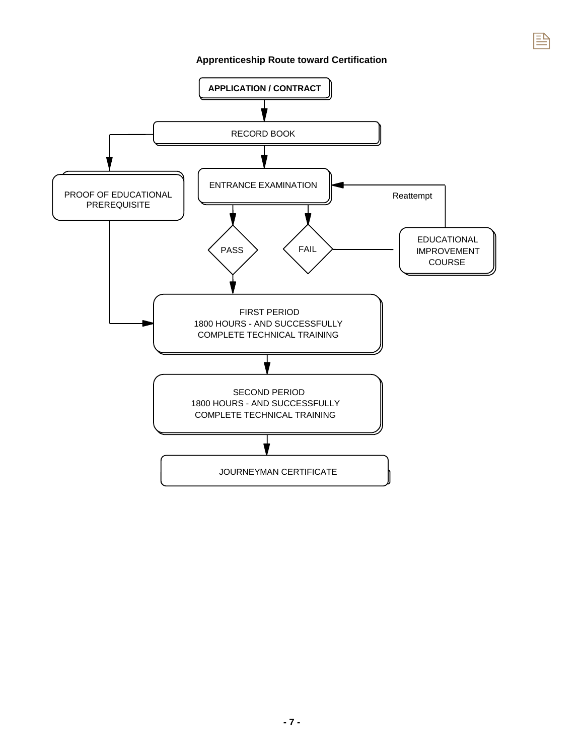**Apprenticeship Route toward Certification**

APPLICATION / CONTRACT

RECORD BOOK

PROOF OF EDUCATIONAL PREREQUISITE

ENTRANCE EXAMINATION

Reattempt

PASS

FAIL

EDUCATIONAL IMPROVEMENT COURSE

FIRST PERIOD
1800 HOURS - AND SUCCESSFULLY COMPLETE TECHNICAL TRAINING

SECOND PERIOD
1800 HOURS - AND SUCCESSFULLY COMPLETE TECHNICAL TRAINING

JOURNEYMAN CERTIFICATE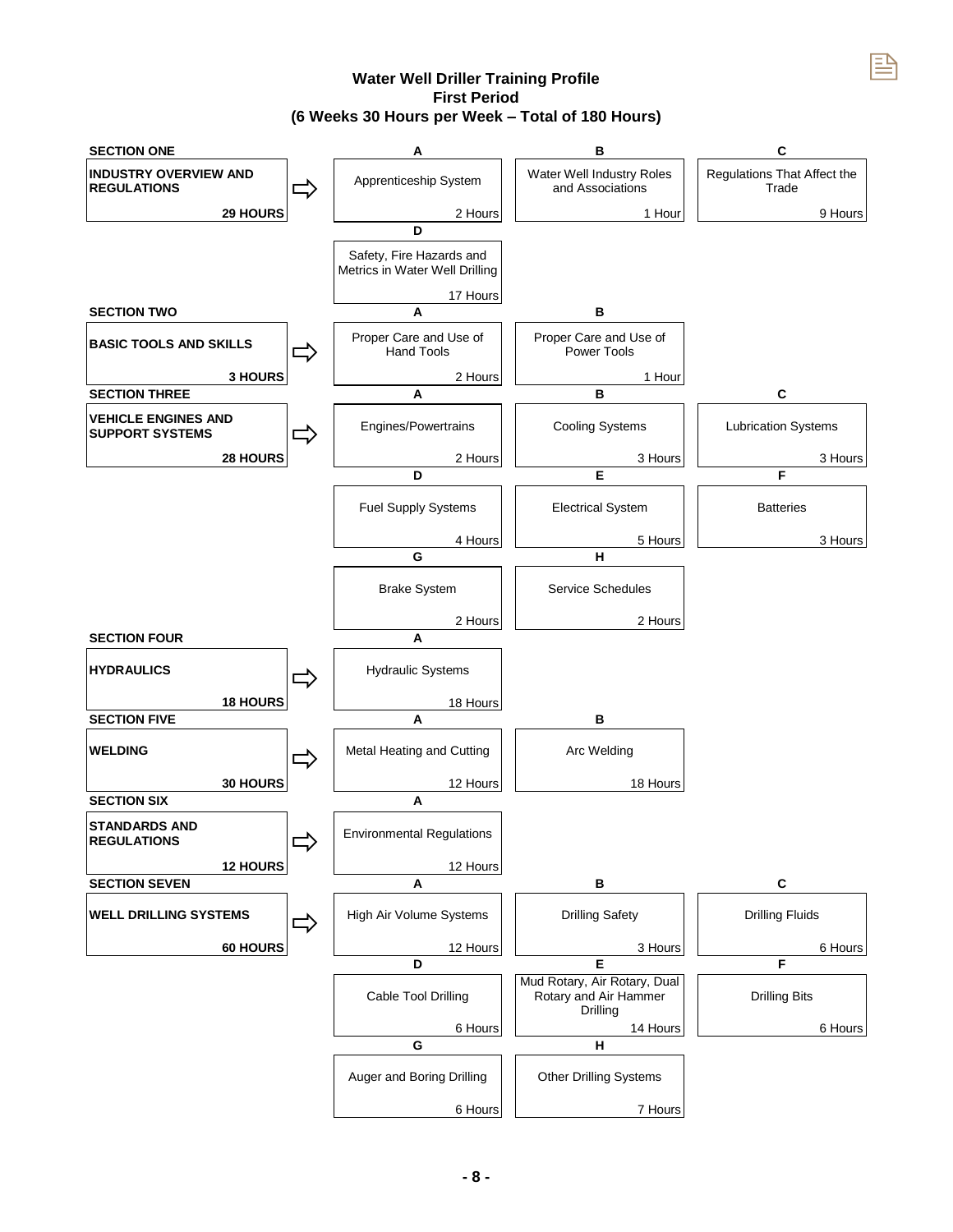# Water Well Driller Training Profile
## First Period
## (6 Weeks 30 Hours per Week – Total of 180 Hours)

**SECTION ONE**

**INDUSTRY OVERVIEW AND REGULATIONS** — **29 HOURS**

| | Topic | Hours |
|---|---|---|
| A | Apprenticeship System | 2 Hours |
| B | Water Well Industry Roles and Associations | 1 Hour |
| C | Regulations That Affect the Trade | 9 Hours |
| D | Safety, Fire Hazards and Metrics in Water Well Drilling | 17 Hours |

**SECTION TWO**

**BASIC TOOLS AND SKILLS** — **3 HOURS**

| | Topic | Hours |
|---|---|---|
| A | Proper Care and Use of Hand Tools | 2 Hours |
| B | Proper Care and Use of Power Tools | 1 Hour |

**SECTION THREE**

**VEHICLE ENGINES AND SUPPORT SYSTEMS** — **28 HOURS**

| | Topic | Hours |
|---|---|---|
| A | Engines/Powertrains | 2 Hours |
| B | Cooling Systems | 3 Hours |
| C | Lubrication Systems | 3 Hours |
| D | Fuel Supply Systems | 4 Hours |
| E | Electrical System | 5 Hours |
| F | Batteries | 3 Hours |
| G | Brake System | 2 Hours |
| H | Service Schedules | 2 Hours |

**SECTION FOUR**

**HYDRAULICS** — **18 HOURS**

| | Topic | Hours |
|---|---|---|
| A | Hydraulic Systems | 18 Hours |

**SECTION FIVE**

**WELDING** — **30 HOURS**

| | Topic | Hours |
|---|---|---|
| A | Metal Heating and Cutting | 12 Hours |
| B | Arc Welding | 18 Hours |

**SECTION SIX**

**STANDARDS AND REGULATIONS** — **12 HOURS**

| | Topic | Hours |
|---|---|---|
| A | Environmental Regulations | 12 Hours |

**SECTION SEVEN**

**WELL DRILLING SYSTEMS** — **60 HOURS**

| | Topic | Hours |
|---|---|---|
| A | High Air Volume Systems | 12 Hours |
| B | Drilling Safety | 3 Hours |
| C | Drilling Fluids | 6 Hours |
| D | Cable Tool Drilling | 6 Hours |
| E | Mud Rotary, Air Rotary, Dual Rotary and Air Hammer Drilling | 14 Hours |
| F | Drilling Bits | 6 Hours |
| G | Auger and Boring Drilling | 6 Hours |
| H | Other Drilling Systems | 7 Hours |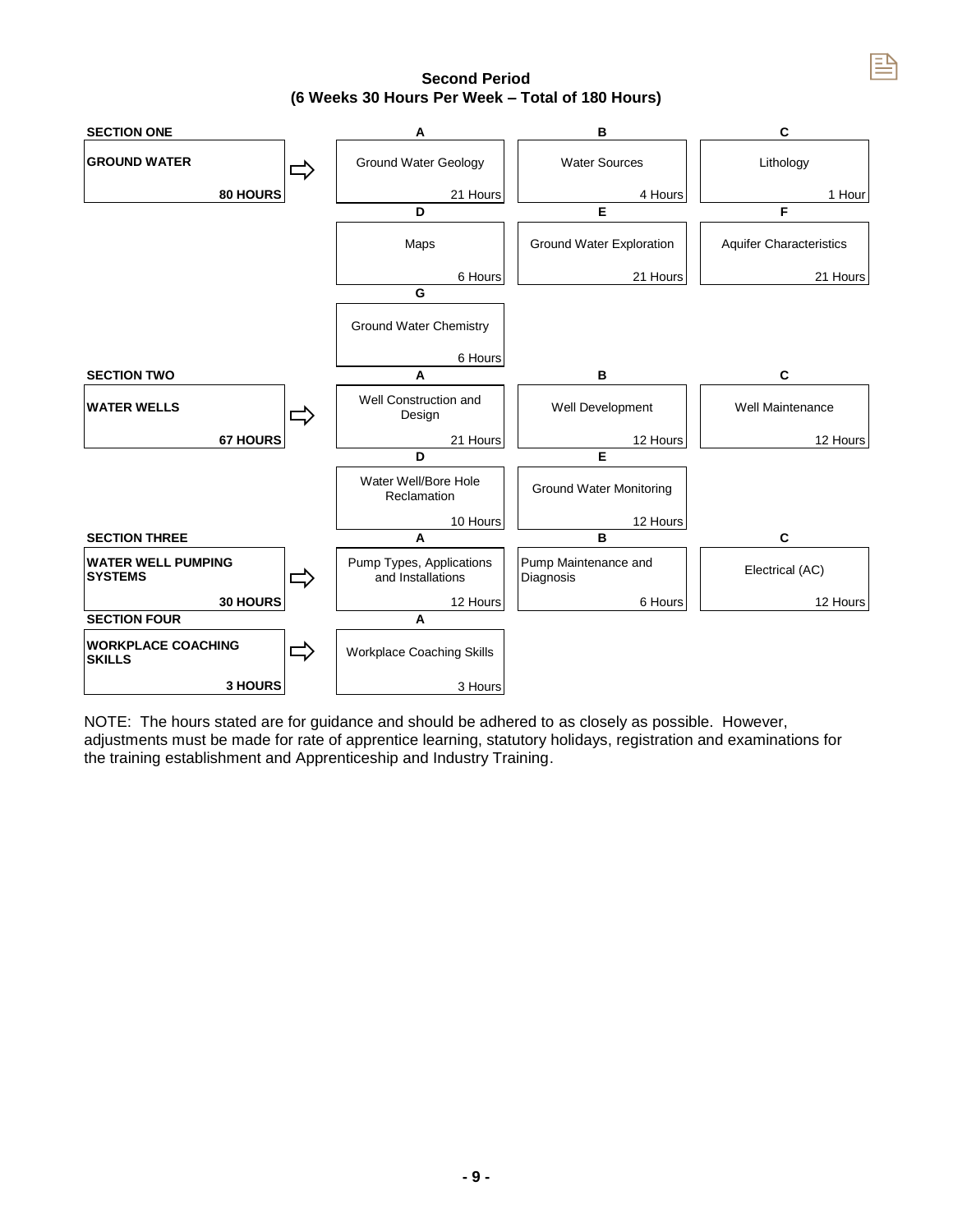## Second Period
## (6 Weeks 30 Hours Per Week – Total of 180 Hours)

| Section | | A | B | C |
|---|---|---|---|---|
| **SECTION ONE** | | | | |
| **GROUND WATER** — **80 HOURS** | ⇨ | Ground Water Geology — 21 Hours | Water Sources — 4 Hours | Lithology — 1 Hour |
| | | **D** | **E** | **F** |
| | | Maps — 6 Hours | Ground Water Exploration — 21 Hours | Aquifer Characteristics — 21 Hours |
| | | **G** | | |
| | | Ground Water Chemistry — 6 Hours | | |
| **SECTION TWO** | | **A** | **B** | **C** |
| **WATER WELLS** — **67 HOURS** | ⇨ | Well Construction and Design — 21 Hours | Well Development — 12 Hours | Well Maintenance — 12 Hours |
| | | **D** | **E** | |
| | | Water Well/Bore Hole Reclamation — 10 Hours | Ground Water Monitoring — 12 Hours | |
| **SECTION THREE** | | **A** | **B** | **C** |
| **WATER WELL PUMPING SYSTEMS** — **30 HOURS** | ⇨ | Pump Types, Applications and Installations — 12 Hours | Pump Maintenance and Diagnosis — 6 Hours | Electrical (AC) — 12 Hours |
| **SECTION FOUR** | | **A** | | |
| **WORKPLACE COACHING SKILLS** — **3 HOURS** | ⇨ | Workplace Coaching Skills — 3 Hours | | |

NOTE: The hours stated are for guidance and should be adhered to as closely as possible. However, adjustments must be made for rate of apprentice learning, statutory holidays, registration and examinations for the training establishment and Apprenticeship and Industry Training.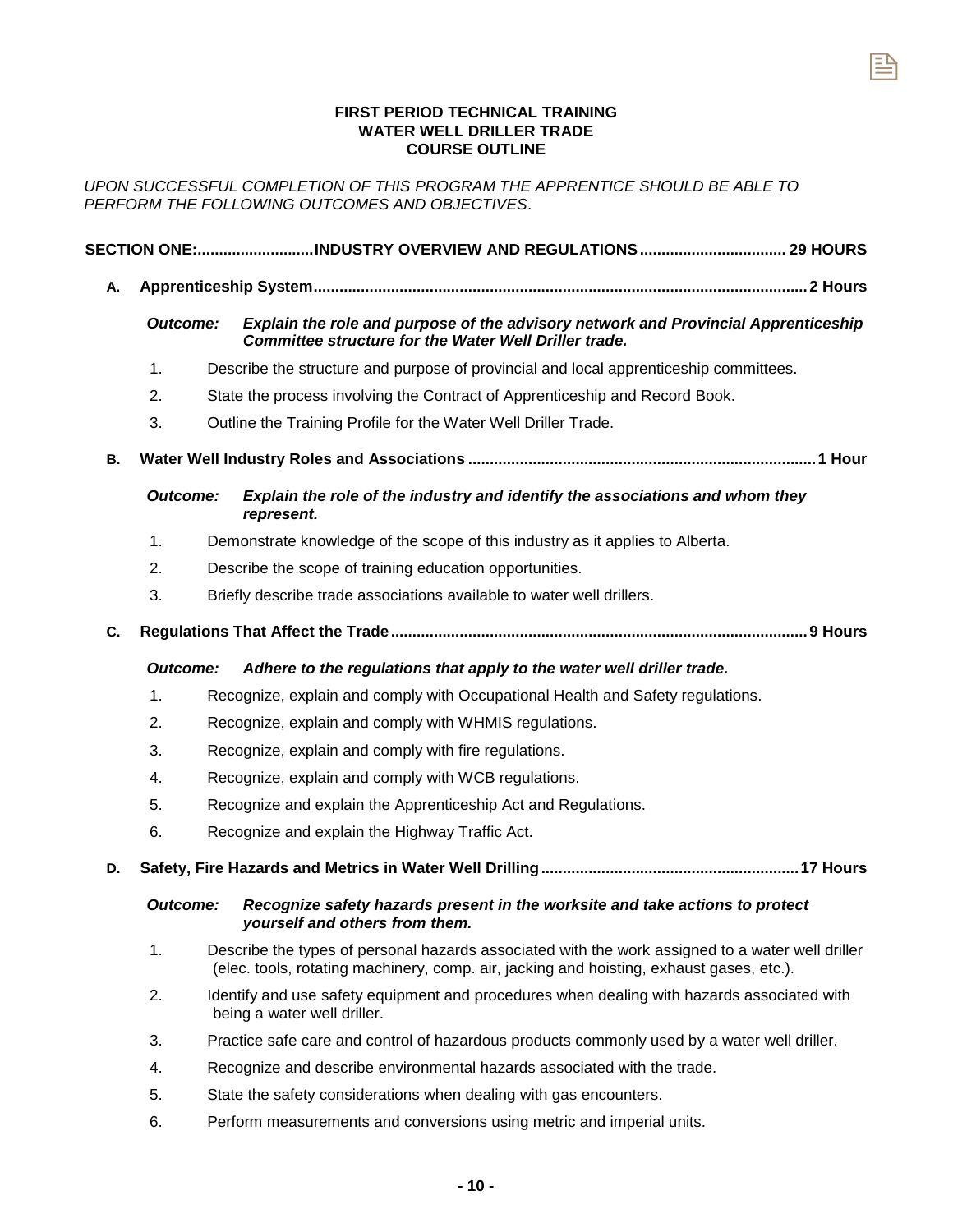**FIRST PERIOD TECHNICAL TRAINING**
**WATER WELL DRILLER TRADE**
**COURSE OUTLINE**

*UPON SUCCESSFUL COMPLETION OF THIS PROGRAM THE APPRENTICE SHOULD BE ABLE TO PERFORM THE FOLLOWING OUTCOMES AND OBJECTIVES*.

## SECTION ONE:...........................INDUSTRY OVERVIEW AND REGULATIONS.................................. 29 HOURS

### A. Apprenticeship System.................................................................................................................2 Hours

***Outcome:*** ***Explain the role and purpose of the advisory network and Provincial Apprenticeship Committee structure for the Water Well Driller trade.***

1. Describe the structure and purpose of provincial and local apprenticeship committees.
2. State the process involving the Contract of Apprenticeship and Record Book.
3. Outline the Training Profile for the Water Well Driller Trade.

### B. Water Well Industry Roles and Associations ................................................................................1 Hour

***Outcome:*** ***Explain the role of the industry and identify the associations and whom they represent.***

1. Demonstrate knowledge of the scope of this industry as it applies to Alberta.
2. Describe the scope of training education opportunities.
3. Briefly describe trade associations available to water well drillers.

### C. Regulations That Affect the Trade................................................................................................9 Hours

***Outcome:*** ***Adhere to the regulations that apply to the water well driller trade.***

1. Recognize, explain and comply with Occupational Health and Safety regulations.
2. Recognize, explain and comply with WHMIS regulations.
3. Recognize, explain and comply with fire regulations.
4. Recognize, explain and comply with WCB regulations.
5. Recognize and explain the Apprenticeship Act and Regulations.
6. Recognize and explain the Highway Traffic Act.

### D. Safety, Fire Hazards and Metrics in Water Well Drilling............................................................17 Hours

***Outcome:*** ***Recognize safety hazards present in the worksite and take actions to protect yourself and others from them.***

1. Describe the types of personal hazards associated with the work assigned to a water well driller (elec. tools, rotating machinery, comp. air, jacking and hoisting, exhaust gases, etc.).
2. Identify and use safety equipment and procedures when dealing with hazards associated with being a water well driller.
3. Practice safe care and control of hazardous products commonly used by a water well driller.
4. Recognize and describe environmental hazards associated with the trade.
5. State the safety considerations when dealing with gas encounters.
6. Perform measurements and conversions using metric and imperial units.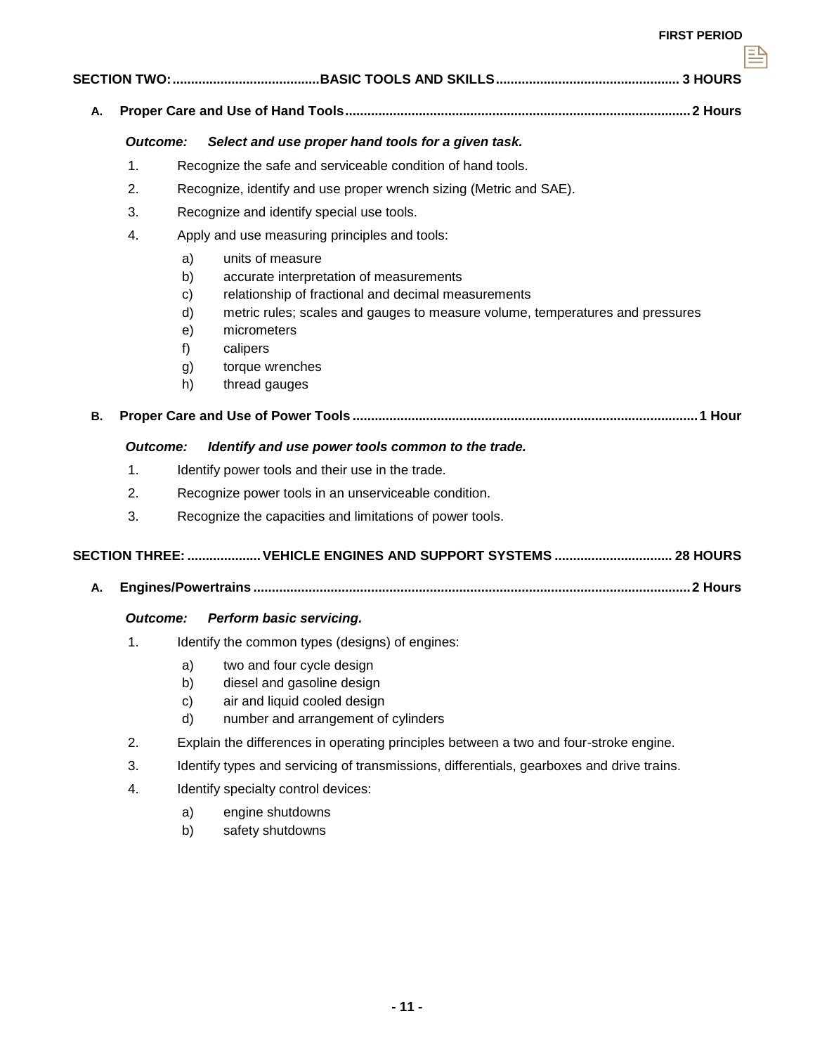## SECTION TWO: BASIC TOOLS AND SKILLS — 3 HOURS

### A. Proper Care and Use of Hand Tools — 2 Hours

***Outcome:*** ***Select and use proper hand tools for a given task.***

1. Recognize the safe and serviceable condition of hand tools.
2. Recognize, identify and use proper wrench sizing (Metric and SAE).
3. Recognize and identify special use tools.
4. Apply and use measuring principles and tools:
   - a) units of measure
   - b) accurate interpretation of measurements
   - c) relationship of fractional and decimal measurements
   - d) metric rules; scales and gauges to measure volume, temperatures and pressures
   - e) micrometers
   - f) calipers
   - g) torque wrenches
   - h) thread gauges

### B. Proper Care and Use of Power Tools — 1 Hour

***Outcome:*** ***Identify and use power tools common to the trade.***

1. Identify power tools and their use in the trade.
2. Recognize power tools in an unserviceable condition.
3. Recognize the capacities and limitations of power tools.

## SECTION THREE: VEHICLE ENGINES AND SUPPORT SYSTEMS — 28 HOURS

### A. Engines/Powertrains — 2 Hours

***Outcome:*** ***Perform basic servicing.***

1. Identify the common types (designs) of engines:
   - a) two and four cycle design
   - b) diesel and gasoline design
   - c) air and liquid cooled design
   - d) number and arrangement of cylinders
2. Explain the differences in operating principles between a two and four-stroke engine.
3. Identify types and servicing of transmissions, differentials, gearboxes and drive trains.
4. Identify specialty control devices:
   - a) engine shutdowns
   - b) safety shutdowns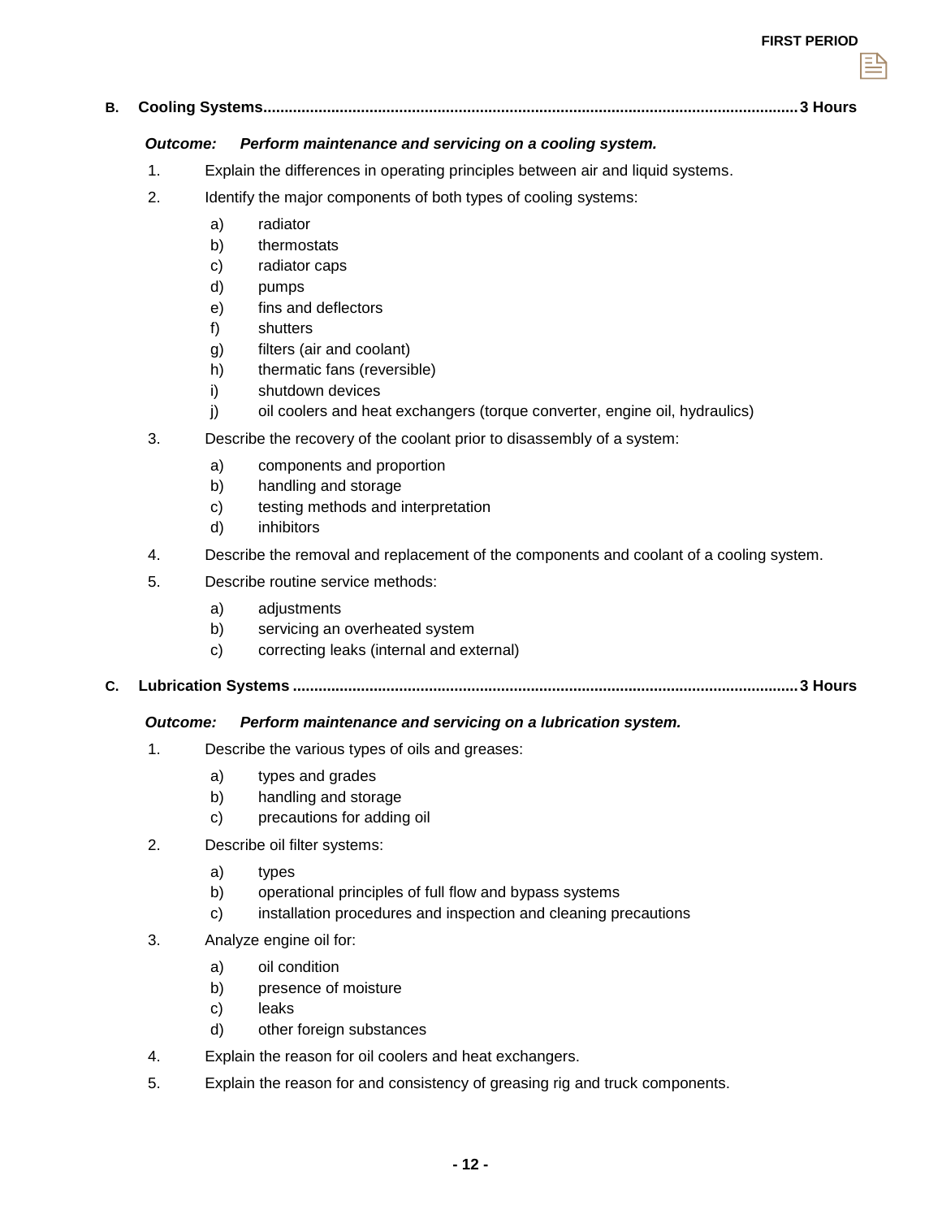**B. Cooling Systems............................................................................................................................3 Hours**

***Outcome: Perform maintenance and servicing on a cooling system.***

1. Explain the differences in operating principles between air and liquid systems.
2. Identify the major components of both types of cooling systems:
   a) radiator
   b) thermostats
   c) radiator caps
   d) pumps
   e) fins and deflectors
   f) shutters
   g) filters (air and coolant)
   h) thermatic fans (reversible)
   i) shutdown devices
   j) oil coolers and heat exchangers (torque converter, engine oil, hydraulics)
3. Describe the recovery of the coolant prior to disassembly of a system:
   a) components and proportion
   b) handling and storage
   c) testing methods and interpretation
   d) inhibitors
4. Describe the removal and replacement of the components and coolant of a cooling system.
5. Describe routine service methods:
   a) adjustments
   b) servicing an overheated system
   c) correcting leaks (internal and external)

**C. Lubrication Systems .....................................................................................................................3 Hours**

***Outcome: Perform maintenance and servicing on a lubrication system.***

1. Describe the various types of oils and greases:
   a) types and grades
   b) handling and storage
   c) precautions for adding oil
2. Describe oil filter systems:
   a) types
   b) operational principles of full flow and bypass systems
   c) installation procedures and inspection and cleaning precautions
3. Analyze engine oil for:
   a) oil condition
   b) presence of moisture
   c) leaks
   d) other foreign substances
4. Explain the reason for oil coolers and heat exchangers.
5. Explain the reason for and consistency of greasing rig and truck components.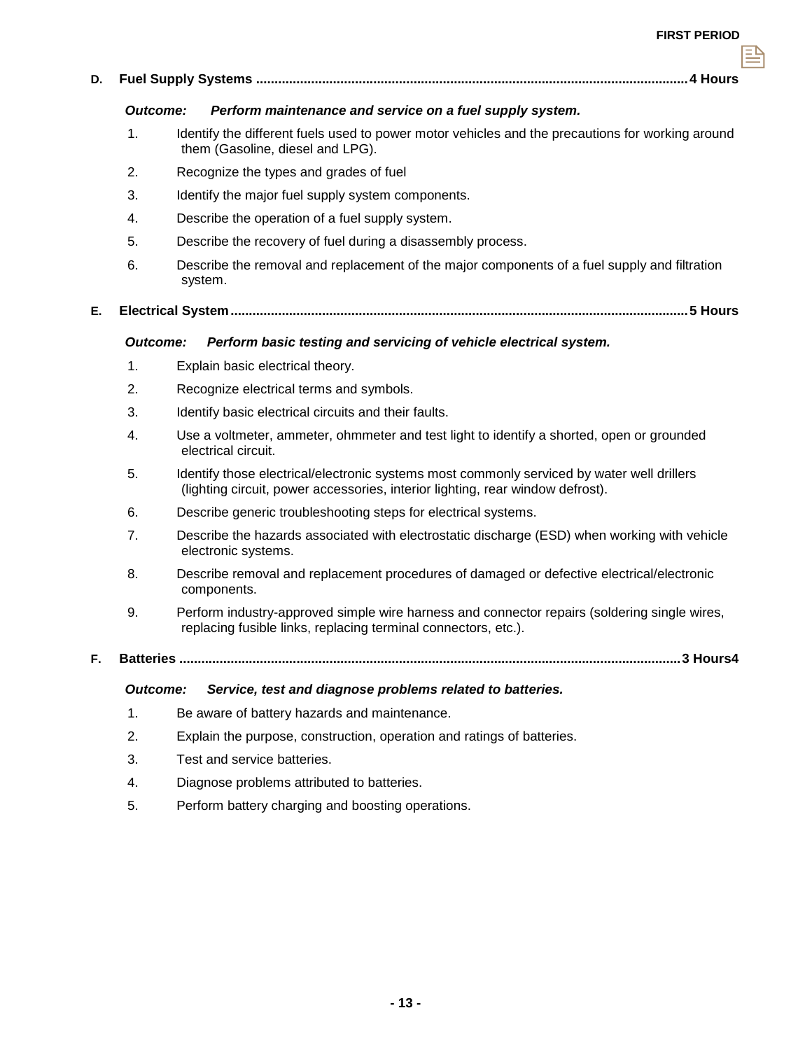### D. Fuel Supply Systems ............................................................ 4 Hours

***Outcome:*** ***Perform maintenance and service on a fuel supply system.***

1. Identify the different fuels used to power motor vehicles and the precautions for working around them (Gasoline, diesel and LPG).
2. Recognize the types and grades of fuel
3. Identify the major fuel supply system components.
4. Describe the operation of a fuel supply system.
5. Describe the recovery of fuel during a disassembly process.
6. Describe the removal and replacement of the major components of a fuel supply and filtration system.

### E. Electrical System ............................................................ 5 Hours

***Outcome:*** ***Perform basic testing and servicing of vehicle electrical system.***

1. Explain basic electrical theory.
2. Recognize electrical terms and symbols.
3. Identify basic electrical circuits and their faults.
4. Use a voltmeter, ammeter, ohmmeter and test light to identify a shorted, open or grounded electrical circuit.
5. Identify those electrical/electronic systems most commonly serviced by water well drillers (lighting circuit, power accessories, interior lighting, rear window defrost).
6. Describe generic troubleshooting steps for electrical systems.
7. Describe the hazards associated with electrostatic discharge (ESD) when working with vehicle electronic systems.
8. Describe removal and replacement procedures of damaged or defective electrical/electronic components.
9. Perform industry-approved simple wire harness and connector repairs (soldering single wires, replacing fusible links, replacing terminal connectors, etc.).

### F. Batteries ............................................................ 3 Hours4

***Outcome:*** ***Service, test and diagnose problems related to batteries.***

1. Be aware of battery hazards and maintenance.
2. Explain the purpose, construction, operation and ratings of batteries.
3. Test and service batteries.
4. Diagnose problems attributed to batteries.
5. Perform battery charging and boosting operations.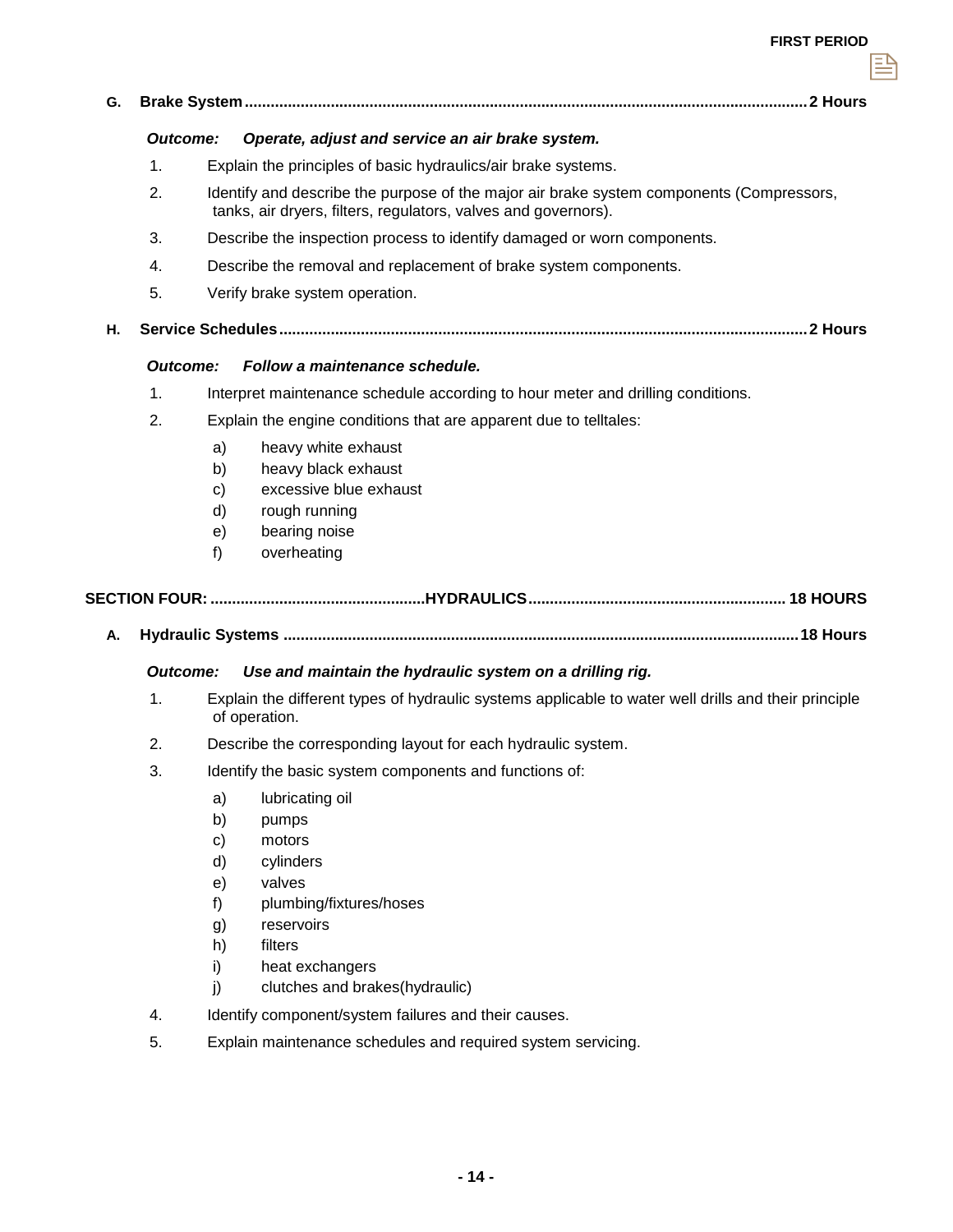**G. Brake System ........................................................................................................................ 2 Hours**

***Outcome:*** ***Operate, adjust and service an air brake system.***

1. Explain the principles of basic hydraulics/air brake systems.
2. Identify and describe the purpose of the major air brake system components (Compressors, tanks, air dryers, filters, regulators, valves and governors).
3. Describe the inspection process to identify damaged or worn components.
4. Describe the removal and replacement of brake system components.
5. Verify brake system operation.

**H. Service Schedules ................................................................................................................. 2 Hours**

***Outcome:*** ***Follow a maintenance schedule.***

1. Interpret maintenance schedule according to hour meter and drilling conditions.
2. Explain the engine conditions that are apparent due to telltales:
    a) heavy white exhaust
    b) heavy black exhaust
    c) excessive blue exhaust
    d) rough running
    e) bearing noise
    f) overheating

## SECTION FOUR: ..................................................HYDRAULICS........................................................... 18 HOURS

**A. Hydraulic Systems ............................................................................................................... 18 Hours**

***Outcome:*** ***Use and maintain the hydraulic system on a drilling rig.***

1. Explain the different types of hydraulic systems applicable to water well drills and their principle of operation.
2. Describe the corresponding layout for each hydraulic system.
3. Identify the basic system components and functions of:
    a) lubricating oil
    b) pumps
    c) motors
    d) cylinders
    e) valves
    f) plumbing/fixtures/hoses
    g) reservoirs
    h) filters
    i) heat exchangers
    j) clutches and brakes(hydraulic)
4. Identify component/system failures and their causes.
5. Explain maintenance schedules and required system servicing.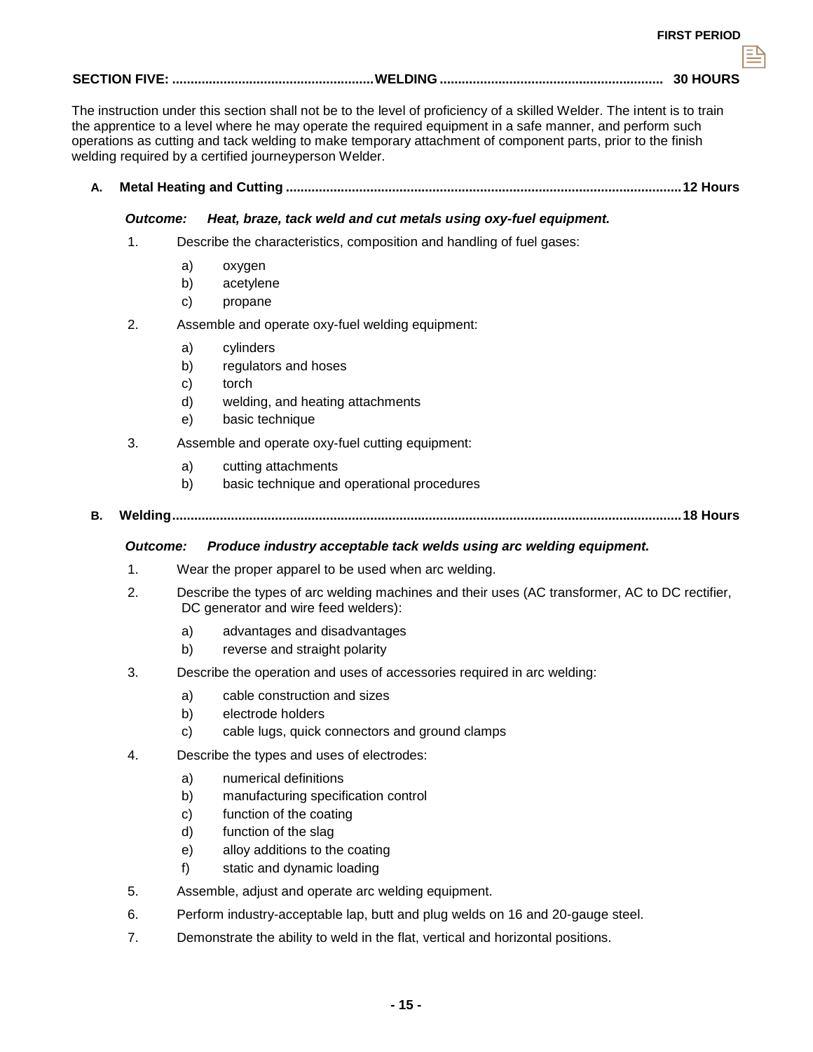## SECTION FIVE: WELDING — 30 HOURS

The instruction under this section shall not be to the level of proficiency of a skilled Welder. The intent is to train the apprentice to a level where he may operate the required equipment in a safe manner, and perform such operations as cutting and tack welding to make temporary attachment of component parts, prior to the finish welding required by a certified journeyperson Welder.

### A. Metal Heating and Cutting — 12 Hours

***Outcome: Heat, braze, tack weld and cut metals using oxy-fuel equipment.***

1. Describe the characteristics, composition and handling of fuel gases:
   - a) oxygen
   - b) acetylene
   - c) propane
2. Assemble and operate oxy-fuel welding equipment:
   - a) cylinders
   - b) regulators and hoses
   - c) torch
   - d) welding, and heating attachments
   - e) basic technique
3. Assemble and operate oxy-fuel cutting equipment:
   - a) cutting attachments
   - b) basic technique and operational procedures

### B. Welding — 18 Hours

***Outcome: Produce industry acceptable tack welds using arc welding equipment.***

1. Wear the proper apparel to be used when arc welding.
2. Describe the types of arc welding machines and their uses (AC transformer, AC to DC rectifier, DC generator and wire feed welders):
   - a) advantages and disadvantages
   - b) reverse and straight polarity
3. Describe the operation and uses of accessories required in arc welding:
   - a) cable construction and sizes
   - b) electrode holders
   - c) cable lugs, quick connectors and ground clamps
4. Describe the types and uses of electrodes:
   - a) numerical definitions
   - b) manufacturing specification control
   - c) function of the coating
   - d) function of the slag
   - e) alloy additions to the coating
   - f) static and dynamic loading
5. Assemble, adjust and operate arc welding equipment.
6. Perform industry-acceptable lap, butt and plug welds on 16 and 20-gauge steel.
7. Demonstrate the ability to weld in the flat, vertical and horizontal positions.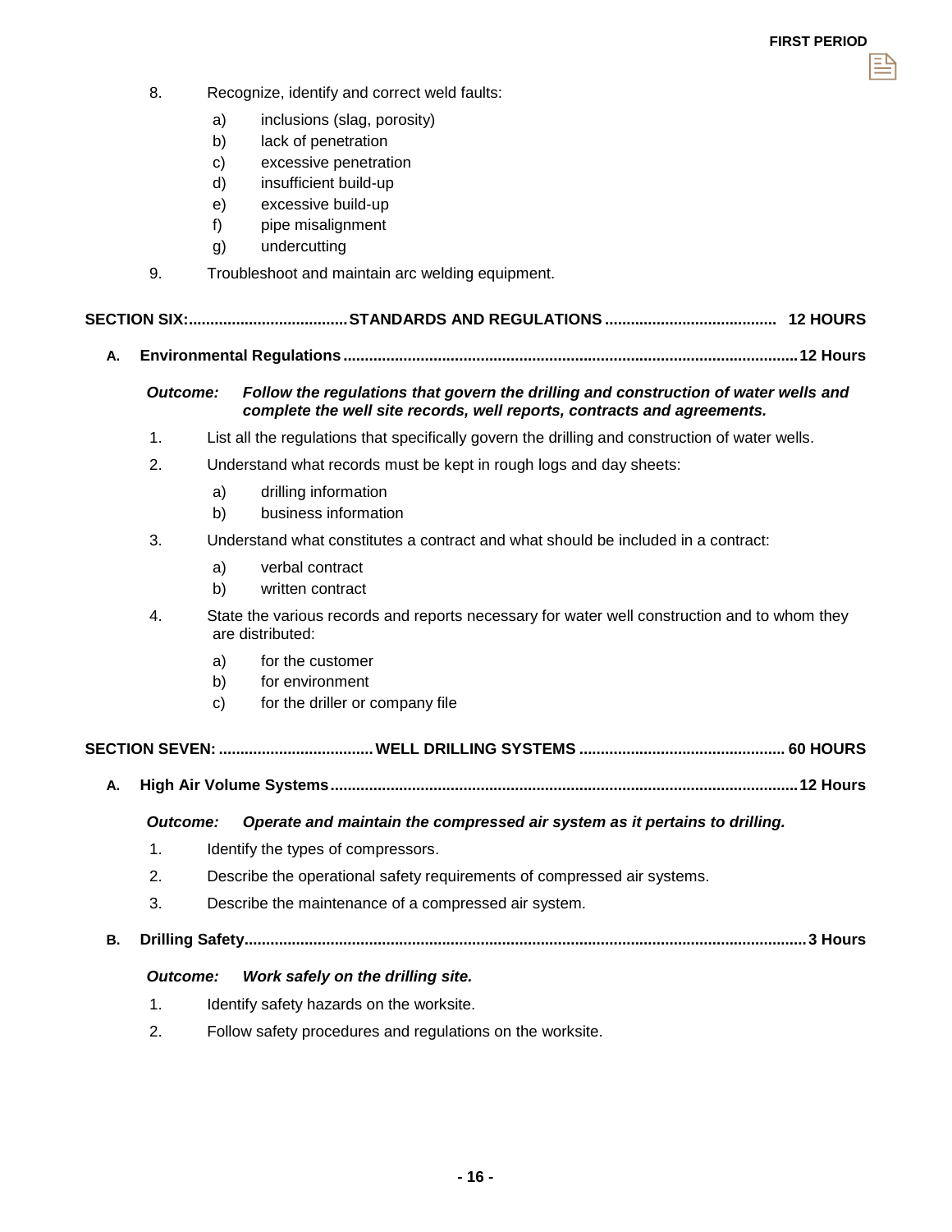8. Recognize, identify and correct weld faults:
   a) inclusions (slag, porosity)
   b) lack of penetration
   c) excessive penetration
   d) insufficient build-up
   e) excessive build-up
   f) pipe misalignment
   g) undercutting
9. Troubleshoot and maintain arc welding equipment.

## SECTION SIX: STANDARDS AND REGULATIONS — 12 HOURS

### A. Environmental Regulations — 12 Hours

***Outcome:*** ***Follow the regulations that govern the drilling and construction of water wells and complete the well site records, well reports, contracts and agreements.***

1. List all the regulations that specifically govern the drilling and construction of water wells.
2. Understand what records must be kept in rough logs and day sheets:
   a) drilling information
   b) business information
3. Understand what constitutes a contract and what should be included in a contract:
   a) verbal contract
   b) written contract
4. State the various records and reports necessary for water well construction and to whom they are distributed:
   a) for the customer
   b) for environment
   c) for the driller or company file

## SECTION SEVEN: WELL DRILLING SYSTEMS — 60 HOURS

### A. High Air Volume Systems — 12 Hours

***Outcome:*** ***Operate and maintain the compressed air system as it pertains to drilling.***

1. Identify the types of compressors.
2. Describe the operational safety requirements of compressed air systems.
3. Describe the maintenance of a compressed air system.

### B. Drilling Safety — 3 Hours

***Outcome:*** ***Work safely on the drilling site.***

1. Identify safety hazards on the worksite.
2. Follow safety procedures and regulations on the worksite.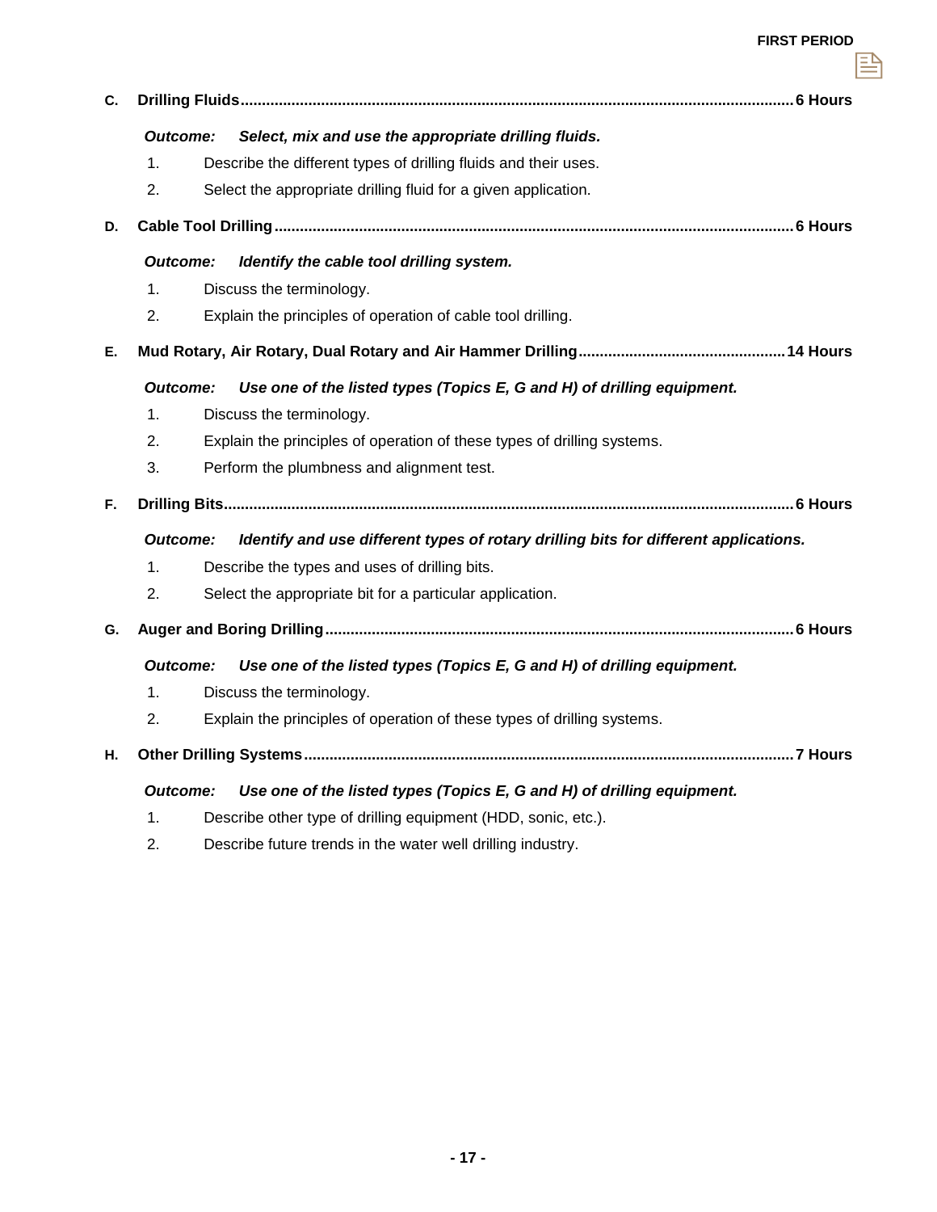**C. Drilling Fluids ........................................................................................................................ 6 Hours**

***Outcome: Select, mix and use the appropriate drilling fluids.***

1. Describe the different types of drilling fluids and their uses.
2. Select the appropriate drilling fluid for a given application.

**D. Cable Tool Drilling ........................................................................................................................ 6 Hours**

***Outcome: Identify the cable tool drilling system.***

1. Discuss the terminology.
2. Explain the principles of operation of cable tool drilling.

**E. Mud Rotary, Air Rotary, Dual Rotary and Air Hammer Drilling ................................................ 14 Hours**

***Outcome: Use one of the listed types (Topics E, G and H) of drilling equipment.***

1. Discuss the terminology.
2. Explain the principles of operation of these types of drilling systems.
3. Perform the plumbness and alignment test.

**F. Drilling Bits ........................................................................................................................ 6 Hours**

***Outcome: Identify and use different types of rotary drilling bits for different applications.***

1. Describe the types and uses of drilling bits.
2. Select the appropriate bit for a particular application.

**G. Auger and Boring Drilling ........................................................................................................................ 6 Hours**

***Outcome: Use one of the listed types (Topics E, G and H) of drilling equipment.***

1. Discuss the terminology.
2. Explain the principles of operation of these types of drilling systems.

**H. Other Drilling Systems ........................................................................................................................ 7 Hours**

***Outcome: Use one of the listed types (Topics E, G and H) of drilling equipment.***

1. Describe other type of drilling equipment (HDD, sonic, etc.).
2. Describe future trends in the water well drilling industry.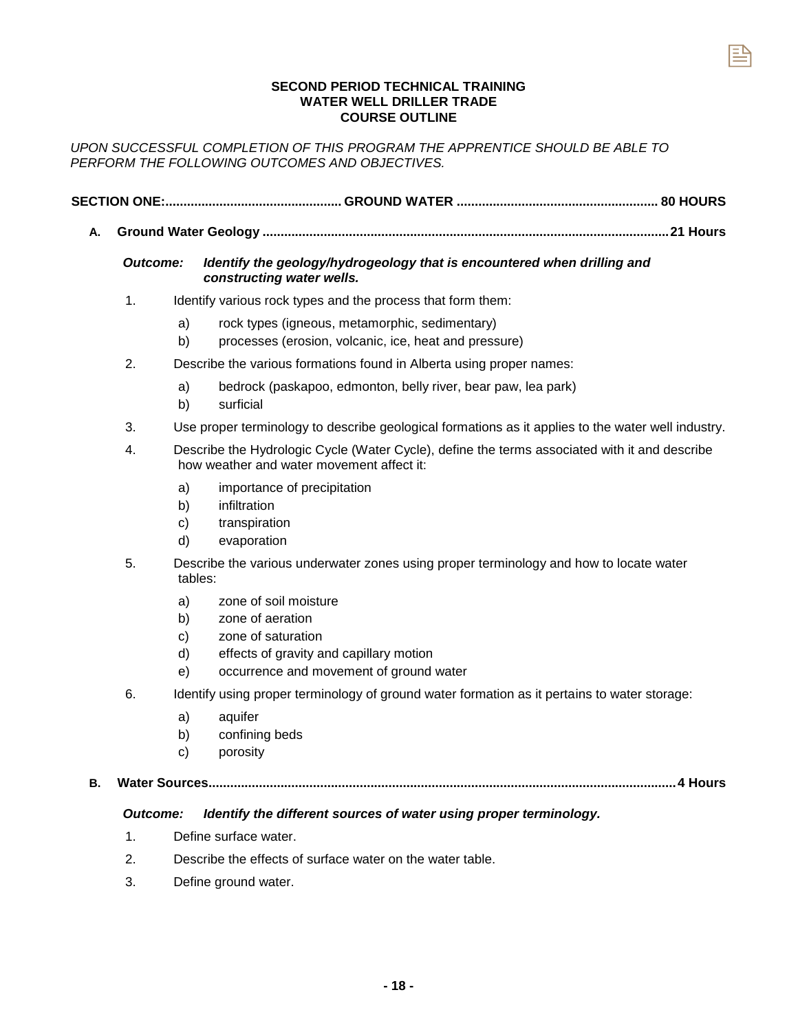### SECOND PERIOD TECHNICAL TRAINING
### WATER WELL DRILLER TRADE
### COURSE OUTLINE

*UPON SUCCESSFUL COMPLETION OF THIS PROGRAM THE APPRENTICE SHOULD BE ABLE TO PERFORM THE FOLLOWING OUTCOMES AND OBJECTIVES.*

**SECTION ONE:................................................ GROUND WATER ....................................................... 80 HOURS**

**A. Ground Water Geology ...............................................................................................................21 Hours**

***Outcome:*** ***Identify the geology/hydrogeology that is encountered when drilling and constructing water wells.***

1. Identify various rock types and the process that form them:
   a) rock types (igneous, metamorphic, sedimentary)
   b) processes (erosion, volcanic, ice, heat and pressure)

2. Describe the various formations found in Alberta using proper names:
   a) bedrock (paskapoo, edmonton, belly river, bear paw, lea park)
   b) surficial

3. Use proper terminology to describe geological formations as it applies to the water well industry.

4. Describe the Hydrologic Cycle (Water Cycle), define the terms associated with it and describe how weather and water movement affect it:
   a) importance of precipitation
   b) infiltration
   c) transpiration
   d) evaporation

5. Describe the various underwater zones using proper terminology and how to locate water tables:
   a) zone of soil moisture
   b) zone of aeration
   c) zone of saturation
   d) effects of gravity and capillary motion
   e) occurrence and movement of ground water

6. Identify using proper terminology of ground water formation as it pertains to water storage:
   a) aquifer
   b) confining beds
   c) porosity

**B. Water Sources................................................................................................................................4 Hours**

***Outcome:*** ***Identify the different sources of water using proper terminology.***

1. Define surface water.

2. Describe the effects of surface water on the water table.

3. Define ground water.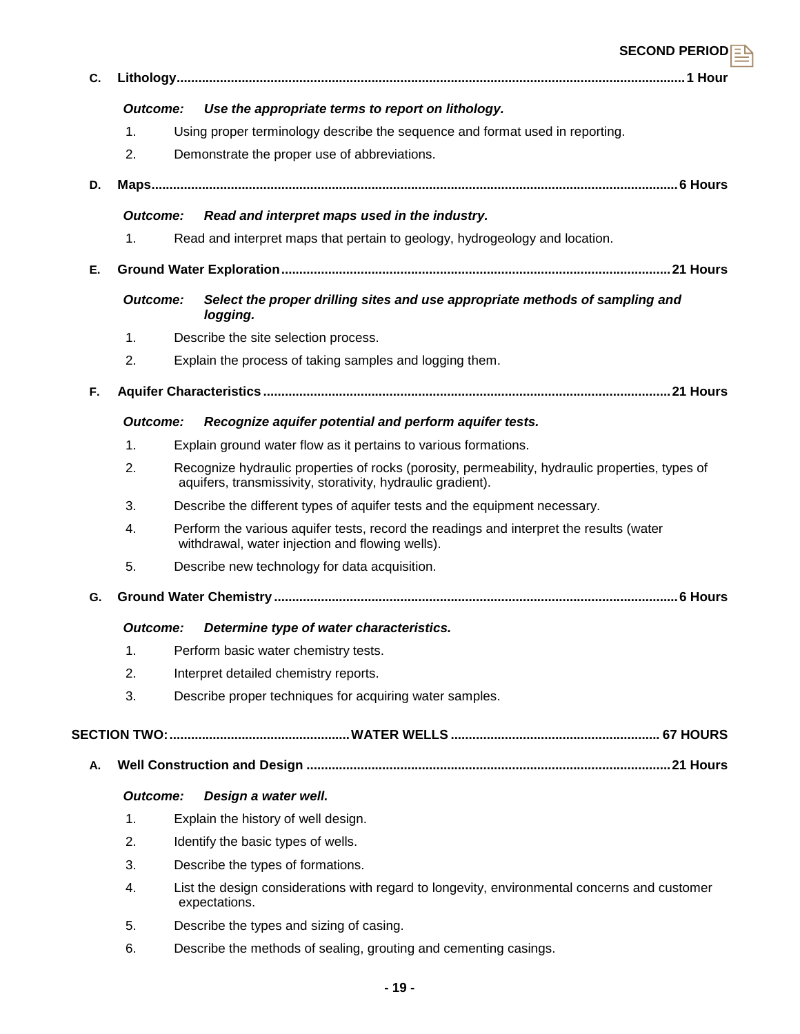**C. Lithology ........................................................................................................................................ 1 Hour**

***Outcome:*** ***Use the appropriate terms to report on lithology.***

1. Using proper terminology describe the sequence and format used in reporting.
2. Demonstrate the proper use of abbreviations.

**D. Maps ............................................................................................................................................ 6 Hours**

***Outcome:*** ***Read and interpret maps used in the industry.***

1. Read and interpret maps that pertain to geology, hydrogeology and location.

**E. Ground Water Exploration ........................................................................................................ 21 Hours**

***Outcome:*** ***Select the proper drilling sites and use appropriate methods of sampling and logging.***

1. Describe the site selection process.
2. Explain the process of taking samples and logging them.

**F. Aquifer Characteristics .............................................................................................................. 21 Hours**

***Outcome:*** ***Recognize aquifer potential and perform aquifer tests.***

1. Explain ground water flow as it pertains to various formations.
2. Recognize hydraulic properties of rocks (porosity, permeability, hydraulic properties, types of aquifers, transmissivity, storativity, hydraulic gradient).
3. Describe the different types of aquifer tests and the equipment necessary.
4. Perform the various aquifer tests, record the readings and interpret the results (water withdrawal, water injection and flowing wells).
5. Describe new technology for data acquisition.

**G. Ground Water Chemistry ............................................................................................................ 6 Hours**

***Outcome:*** ***Determine type of water characteristics.***

1. Perform basic water chemistry tests.
2. Interpret detailed chemistry reports.
3. Describe proper techniques for acquiring water samples.

## SECTION TWO: ................................................ WATER WELLS ....................................................... 67 HOURS

**A. Well Construction and Design .................................................................................................. 21 Hours**

***Outcome:*** ***Design a water well.***

1. Explain the history of well design.
2. Identify the basic types of wells.
3. Describe the types of formations.
4. List the design considerations with regard to longevity, environmental concerns and customer expectations.
5. Describe the types and sizing of casing.
6. Describe the methods of sealing, grouting and cementing casings.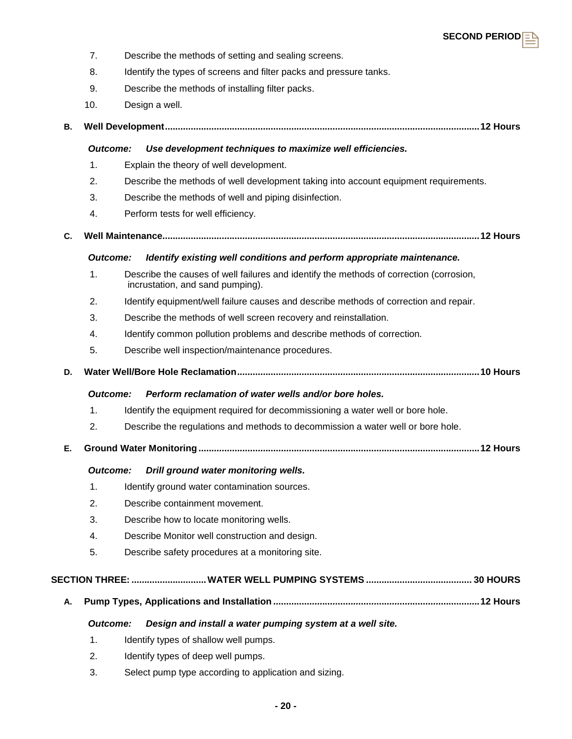7. Describe the methods of setting and sealing screens.
8. Identify the types of screens and filter packs and pressure tanks.
9. Describe the methods of installing filter packs.
10. Design a well.

**B. Well Development........................................................................................................................12 Hours**

***Outcome:*** ***Use development techniques to maximize well efficiencies.***

1. Explain the theory of well development.
2. Describe the methods of well development taking into account equipment requirements.
3. Describe the methods of well and piping disinfection.
4. Perform tests for well efficiency.

**C. Well Maintenance........................................................................................................................12 Hours**

***Outcome:*** ***Identify existing well conditions and perform appropriate maintenance.***

1. Describe the causes of well failures and identify the methods of correction (corrosion, incrustation, and sand pumping).
2. Identify equipment/well failure causes and describe methods of correction and repair.
3. Describe the methods of well screen recovery and reinstallation.
4. Identify common pollution problems and describe methods of correction.
5. Describe well inspection/maintenance procedures.

**D. Water Well/Bore Hole Reclamation............................................................................................10 Hours**

***Outcome:*** ***Perform reclamation of water wells and/or bore holes.***

1. Identify the equipment required for decommissioning a water well or bore hole.
2. Describe the regulations and methods to decommission a water well or bore hole.

**E. Ground Water Monitoring ...........................................................................................................12 Hours**

***Outcome:*** ***Drill ground water monitoring wells.***

1. Identify ground water contamination sources.
2. Describe containment movement.
3. Describe how to locate monitoring wells.
4. Describe Monitor well construction and design.
5. Describe safety procedures at a monitoring site.

## SECTION THREE: ............................WATER WELL PUMPING SYSTEMS ........................................ 30 HOURS

**A. Pump Types, Applications and Installation ...............................................................................12 Hours**

***Outcome:*** ***Design and install a water pumping system at a well site.***

1. Identify types of shallow well pumps.
2. Identify types of deep well pumps.
3. Select pump type according to application and sizing.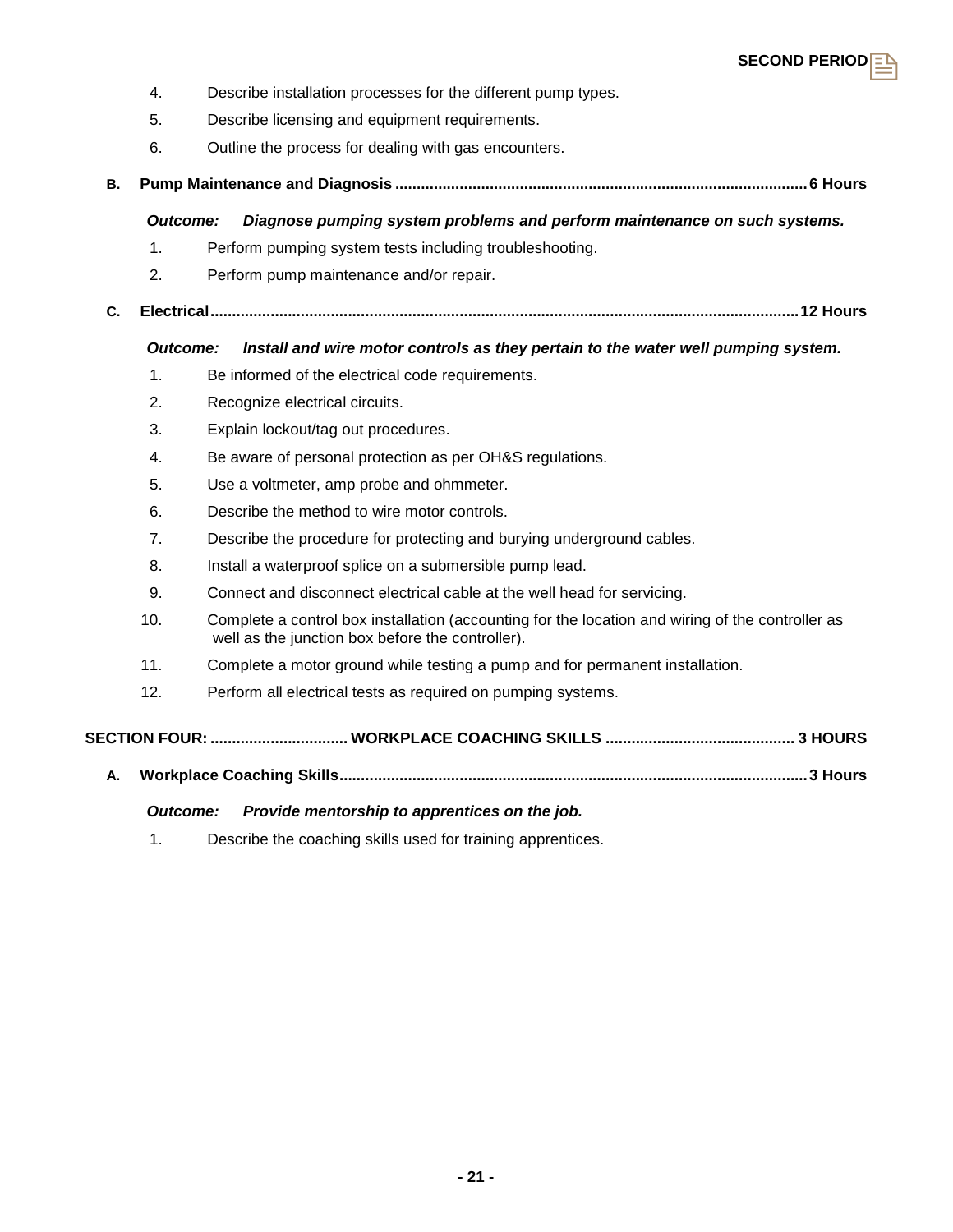4. Describe installation processes for the different pump types.
5. Describe licensing and equipment requirements.
6. Outline the process for dealing with gas encounters.

**B. Pump Maintenance and Diagnosis ............................................................................................. 6 Hours**

***Outcome: Diagnose pumping system problems and perform maintenance on such systems.***

1. Perform pumping system tests including troubleshooting.
2. Perform pump maintenance and/or repair.

**C. Electrical ....................................................................................................................................... 12 Hours**

***Outcome: Install and wire motor controls as they pertain to the water well pumping system.***

1. Be informed of the electrical code requirements.
2. Recognize electrical circuits.
3. Explain lockout/tag out procedures.
4. Be aware of personal protection as per OH&S regulations.
5. Use a voltmeter, amp probe and ohmmeter.
6. Describe the method to wire motor controls.
7. Describe the procedure for protecting and burying underground cables.
8. Install a waterproof splice on a submersible pump lead.
9. Connect and disconnect electrical cable at the well head for servicing.
10. Complete a control box installation (accounting for the location and wiring of the controller as well as the junction box before the controller).
11. Complete a motor ground while testing a pump and for permanent installation.
12. Perform all electrical tests as required on pumping systems.

## SECTION FOUR: ............................... WORKPLACE COACHING SKILLS ........................................... 3 HOURS

**A. Workplace Coaching Skills ............................................................................................................ 3 Hours**

***Outcome: Provide mentorship to apprentices on the job.***

1. Describe the coaching skills used for training apprentices.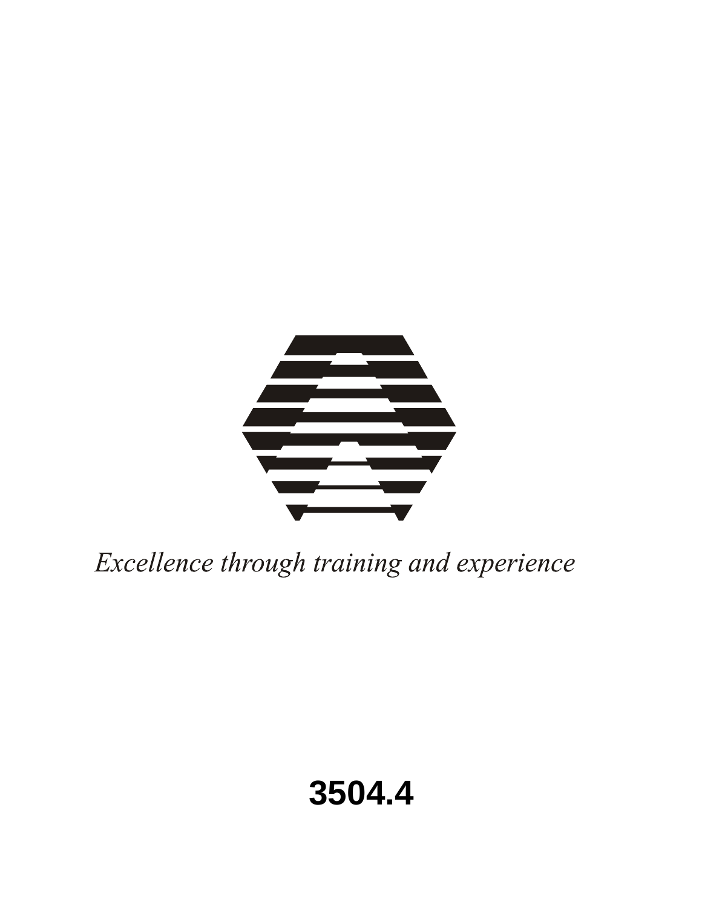*Excellence through training and experience*

**3504.4**